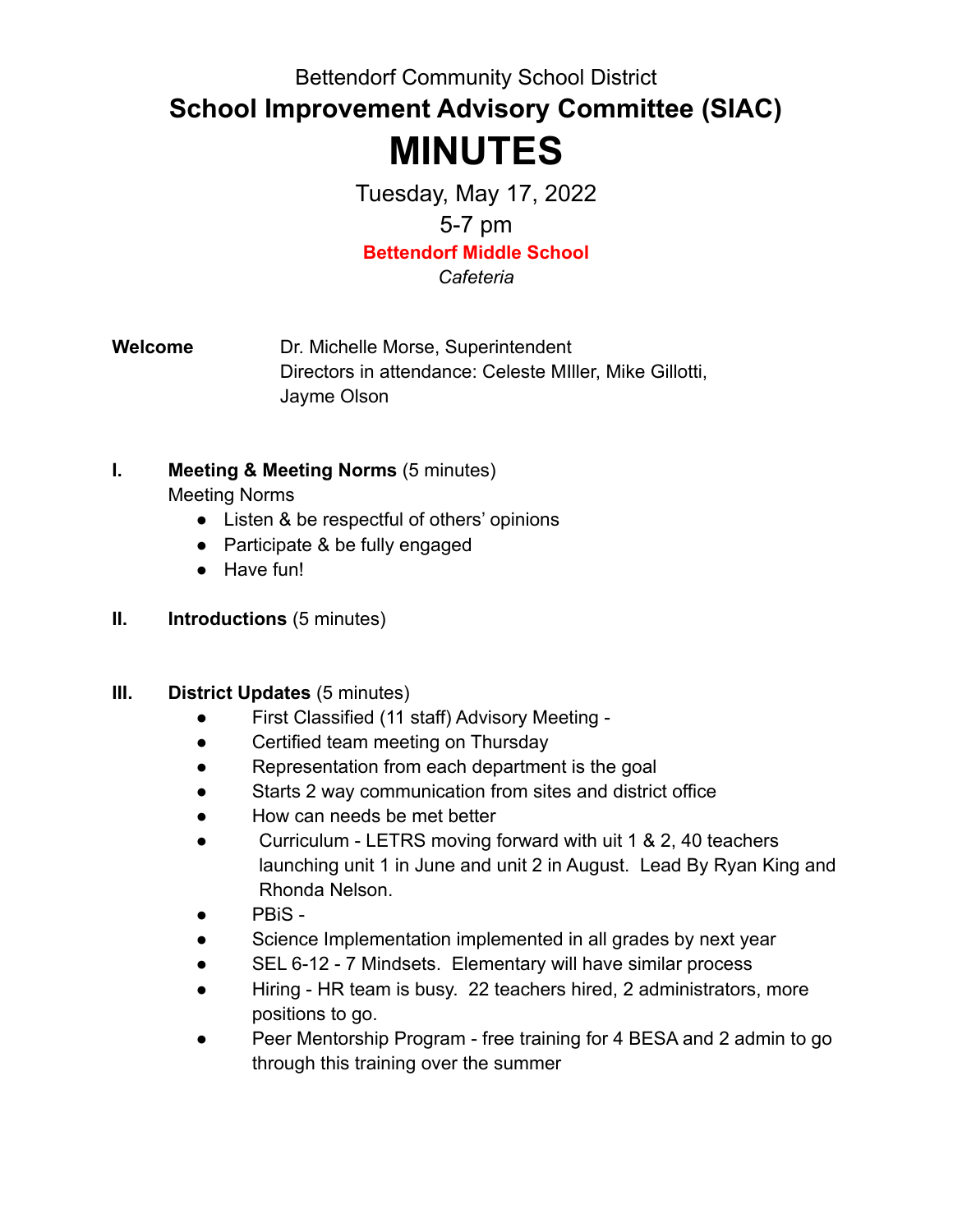Bettendorf Community School District

# School Improvement Advisory Committee (SIAC)

# MINUTES

Tuesday, May 17, 2022

5-7 pm

**Bettendorf Middle School**

*Cafeteria*

**Welcome** Dr. Michelle Morse, Superintendent
Directors in attendance: Celeste MIller, Mike Gillotti, Jayme Olson

**I. Meeting & Meeting Norms** (5 minutes)

Meeting Norms

- Listen & be respectful of others' opinions
- Participate & be fully engaged
- Have fun!

**II. Introductions** (5 minutes)

**III. District Updates** (5 minutes)

- First Classified (11 staff) Advisory Meeting -
- Certified team meeting on Thursday
- Representation from each department is the goal
- Starts 2 way communication from sites and district office
- How can needs be met better
- Curriculum - LETRS moving forward with uit 1 & 2, 40 teachers launching unit 1 in June and unit 2 in August. Lead By Ryan King and Rhonda Nelson.
- PBiS -
- Science Implementation implemented in all grades by next year
- SEL 6-12 - 7 Mindsets. Elementary will have similar process
- Hiring - HR team is busy. 22 teachers hired, 2 administrators, more positions to go.
- Peer Mentorship Program - free training for 4 BESA and 2 admin to go through this training over the summer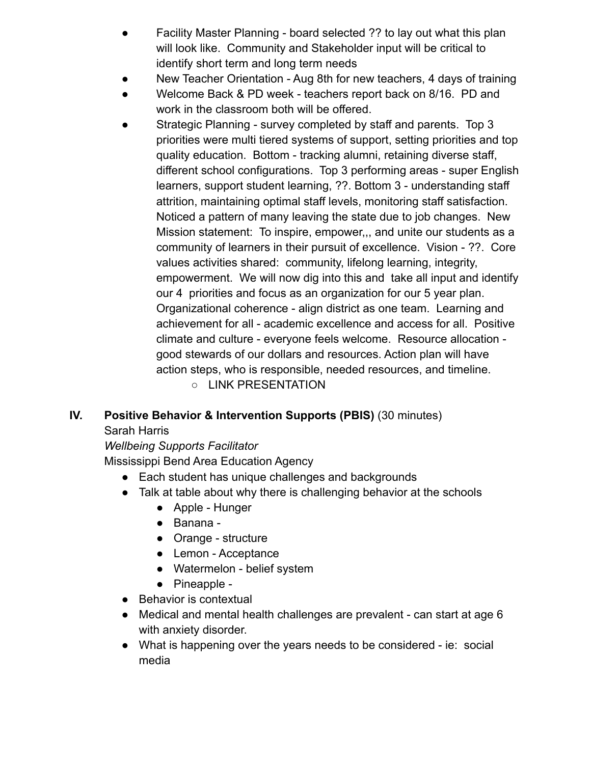- Facility Master Planning - board selected ?? to lay out what this plan will look like. Community and Stakeholder input will be critical to identify short term and long term needs
- New Teacher Orientation - Aug 8th for new teachers, 4 days of training
- Welcome Back & PD week - teachers report back on 8/16. PD and work in the classroom both will be offered.
- Strategic Planning - survey completed by staff and parents. Top 3 priorities were multi tiered systems of support, setting priorities and top quality education. Bottom - tracking alumni, retaining diverse staff, different school configurations. Top 3 performing areas - super English learners, support student learning, ??. Bottom 3 - understanding staff attrition, maintaining optimal staff levels, monitoring staff satisfaction. Noticed a pattern of many leaving the state due to job changes. New Mission statement: To inspire, empower,,, and unite our students as a community of learners in their pursuit of excellence. Vision - ??. Core values activities shared: community, lifelong learning, integrity, empowerment. We will now dig into this and take all input and identify our 4 priorities and focus as an organization for our 5 year plan. Organizational coherence - align district as one team. Learning and achievement for all - academic excellence and access for all. Positive climate and culture - everyone feels welcome. Resource allocation - good stewards of our dollars and resources. Action plan will have action steps, who is responsible, needed resources, and timeline.
    - LINK PRESENTATION

**IV. Positive Behavior & Intervention Supports (PBIS)** (30 minutes)
Sarah Harris
*Wellbeing Supports Facilitator*
Mississippi Bend Area Education Agency

- Each student has unique challenges and backgrounds
- Talk at table about why there is challenging behavior at the schools
    - Apple - Hunger
    - Banana -
    - Orange - structure
    - Lemon - Acceptance
    - Watermelon - belief system
    - Pineapple -
- Behavior is contextual
- Medical and mental health challenges are prevalent - can start at age 6 with anxiety disorder.
- What is happening over the years needs to be considered - ie: social media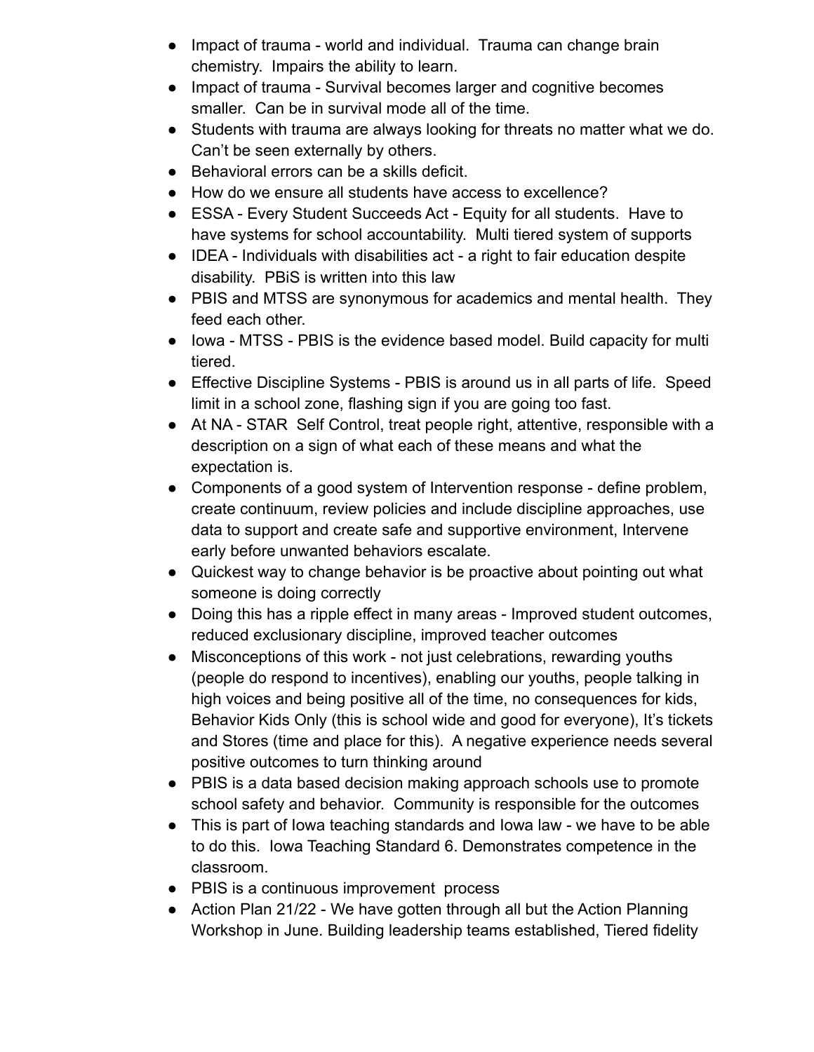- Impact of trauma - world and individual. Trauma can change brain chemistry. Impairs the ability to learn.
- Impact of trauma - Survival becomes larger and cognitive becomes smaller. Can be in survival mode all of the time.
- Students with trauma are always looking for threats no matter what we do. Can't be seen externally by others.
- Behavioral errors can be a skills deficit.
- How do we ensure all students have access to excellence?
- ESSA - Every Student Succeeds Act - Equity for all students. Have to have systems for school accountability. Multi tiered system of supports
- IDEA - Individuals with disabilities act - a right to fair education despite disability. PBiS is written into this law
- PBIS and MTSS are synonymous for academics and mental health. They feed each other.
- Iowa - MTSS - PBIS is the evidence based model. Build capacity for multi tiered.
- Effective Discipline Systems - PBIS is around us in all parts of life. Speed limit in a school zone, flashing sign if you are going too fast.
- At NA - STAR Self Control, treat people right, attentive, responsible with a description on a sign of what each of these means and what the expectation is.
- Components of a good system of Intervention response - define problem, create continuum, review policies and include discipline approaches, use data to support and create safe and supportive environment, Intervene early before unwanted behaviors escalate.
- Quickest way to change behavior is be proactive about pointing out what someone is doing correctly
- Doing this has a ripple effect in many areas - Improved student outcomes, reduced exclusionary discipline, improved teacher outcomes
- Misconceptions of this work - not just celebrations, rewarding youths (people do respond to incentives), enabling our youths, people talking in high voices and being positive all of the time, no consequences for kids, Behavior Kids Only (this is school wide and good for everyone), It's tickets and Stores (time and place for this). A negative experience needs several positive outcomes to turn thinking around
- PBIS is a data based decision making approach schools use to promote school safety and behavior. Community is responsible for the outcomes
- This is part of Iowa teaching standards and Iowa law - we have to be able to do this. Iowa Teaching Standard 6. Demonstrates competence in the classroom.
- PBIS is a continuous improvement process
- Action Plan 21/22 - We have gotten through all but the Action Planning Workshop in June. Building leadership teams established, Tiered fidelity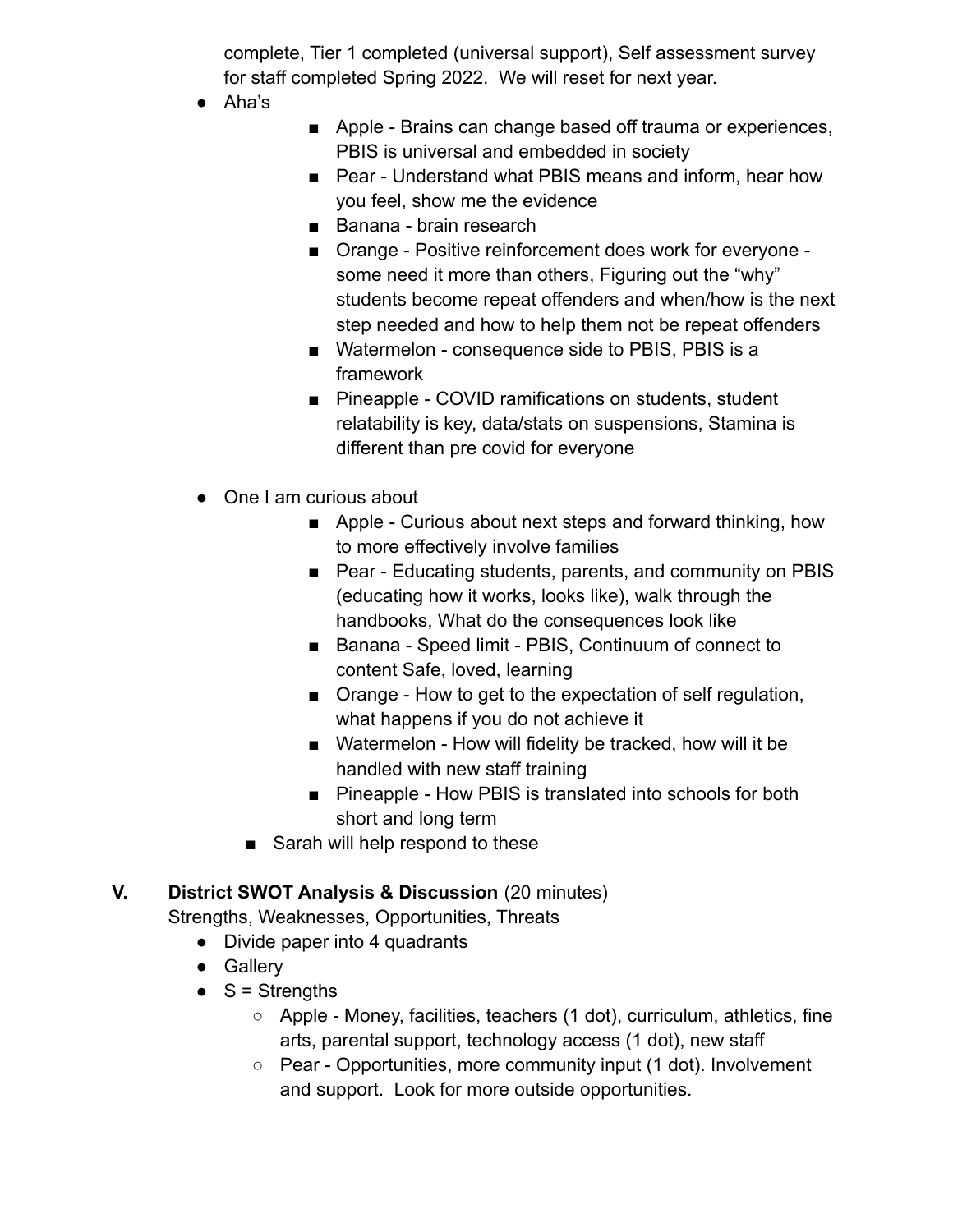complete, Tier 1 completed (universal support), Self assessment survey for staff completed Spring 2022. We will reset for next year.

- Aha's
    - Apple - Brains can change based off trauma or experiences, PBIS is universal and embedded in society
    - Pear - Understand what PBIS means and inform, hear how you feel, show me the evidence
    - Banana - brain research
    - Orange - Positive reinforcement does work for everyone - some need it more than others, Figuring out the "why" students become repeat offenders and when/how is the next step needed and how to help them not be repeat offenders
    - Watermelon - consequence side to PBIS, PBIS is a framework
    - Pineapple - COVID ramifications on students, student relatability is key, data/stats on suspensions, Stamina is different than pre covid for everyone

- One I am curious about
    - Apple - Curious about next steps and forward thinking, how to more effectively involve families
    - Pear - Educating students, parents, and community on PBIS (educating how it works, looks like), walk through the handbooks, What do the consequences look like
    - Banana - Speed limit - PBIS, Continuum of connect to content Safe, loved, learning
    - Orange - How to get to the expectation of self regulation, what happens if you do not achieve it
    - Watermelon - How will fidelity be tracked, how will it be handled with new staff training
    - Pineapple - How PBIS is translated into schools for both short and long term
    - Sarah will help respond to these

## V. District SWOT Analysis & Discussion (20 minutes)

Strengths, Weaknesses, Opportunities, Threats

- Divide paper into 4 quadrants
- Gallery
- S = Strengths
    - Apple - Money, facilities, teachers (1 dot), curriculum, athletics, fine arts, parental support, technology access (1 dot), new staff
    - Pear - Opportunities, more community input (1 dot). Involvement and support. Look for more outside opportunities.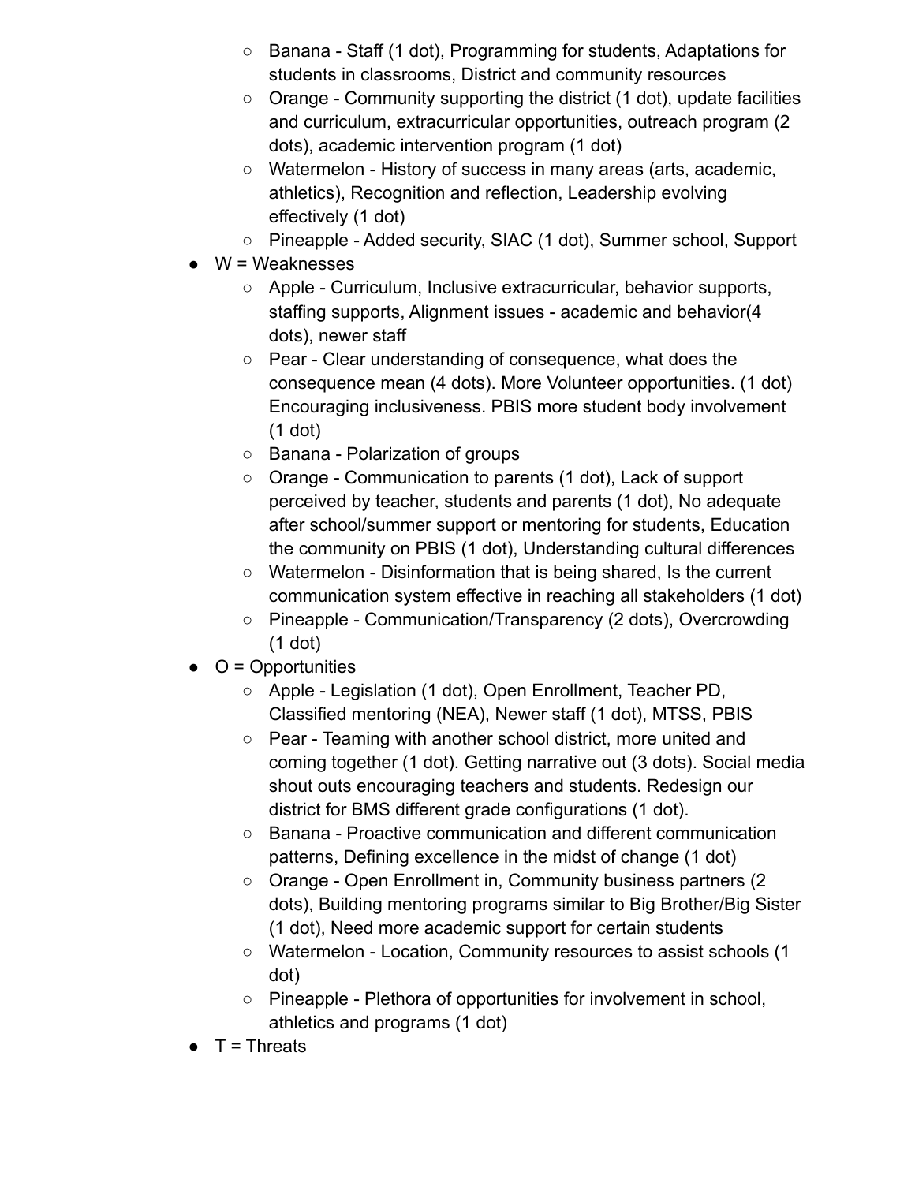- Banana - Staff (1 dot), Programming for students, Adaptations for students in classrooms, District and community resources
    - Orange - Community supporting the district (1 dot), update facilities and curriculum, extracurricular opportunities, outreach program (2 dots), academic intervention program (1 dot)
    - Watermelon - History of success in many areas (arts, academic, athletics), Recognition and reflection, Leadership evolving effectively (1 dot)
    - Pineapple - Added security, SIAC (1 dot), Summer school, Support
- W = Weaknesses
    - Apple - Curriculum, Inclusive extracurricular, behavior supports, staffing supports, Alignment issues - academic and behavior(4 dots), newer staff
    - Pear - Clear understanding of consequence, what does the consequence mean (4 dots). More Volunteer opportunities. (1 dot) Encouraging inclusiveness. PBIS more student body involvement (1 dot)
    - Banana - Polarization of groups
    - Orange - Communication to parents (1 dot), Lack of support perceived by teacher, students and parents (1 dot), No adequate after school/summer support or mentoring for students, Education the community on PBIS (1 dot), Understanding cultural differences
    - Watermelon - Disinformation that is being shared, Is the current communication system effective in reaching all stakeholders (1 dot)
    - Pineapple - Communication/Transparency (2 dots), Overcrowding (1 dot)
- O = Opportunities
    - Apple - Legislation (1 dot), Open Enrollment, Teacher PD, Classified mentoring (NEA), Newer staff (1 dot), MTSS, PBIS
    - Pear - Teaming with another school district, more united and coming together (1 dot). Getting narrative out (3 dots). Social media shout outs encouraging teachers and students. Redesign our district for BMS different grade configurations (1 dot).
    - Banana - Proactive communication and different communication patterns, Defining excellence in the midst of change (1 dot)
    - Orange - Open Enrollment in, Community business partners (2 dots), Building mentoring programs similar to Big Brother/Big Sister (1 dot), Need more academic support for certain students
    - Watermelon - Location, Community resources to assist schools (1 dot)
    - Pineapple - Plethora of opportunities for involvement in school, athletics and programs (1 dot)
- T = Threats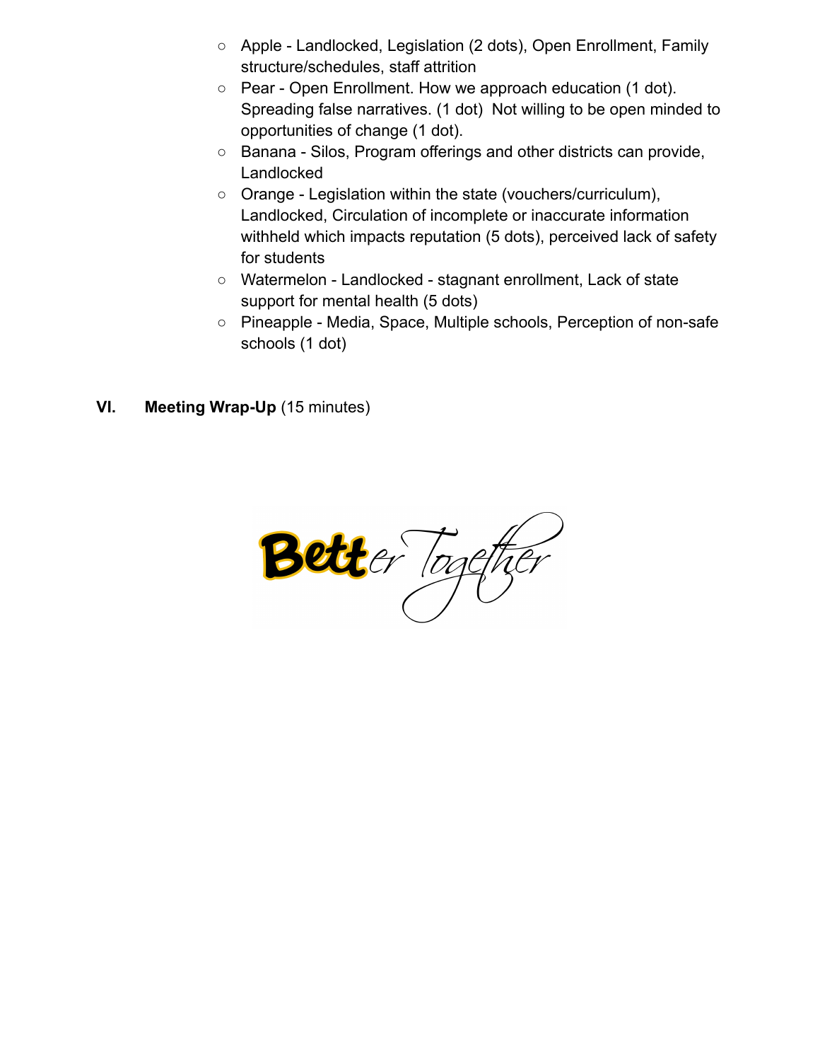- Apple - Landlocked, Legislation (2 dots), Open Enrollment, Family structure/schedules, staff attrition
- Pear - Open Enrollment. How we approach education (1 dot). Spreading false narratives. (1 dot) Not willing to be open minded to opportunities of change (1 dot).
- Banana - Silos, Program offerings and other districts can provide, Landlocked
- Orange - Legislation within the state (vouchers/curriculum), Landlocked, Circulation of incomplete or inaccurate information withheld which impacts reputation (5 dots), perceived lack of safety for students
- Watermelon - Landlocked - stagnant enrollment, Lack of state support for mental health (5 dots)
- Pineapple - Media, Space, Multiple schools, Perception of non-safe schools (1 dot)

**VI. Meeting Wrap-Up** (15 minutes)

Better Together